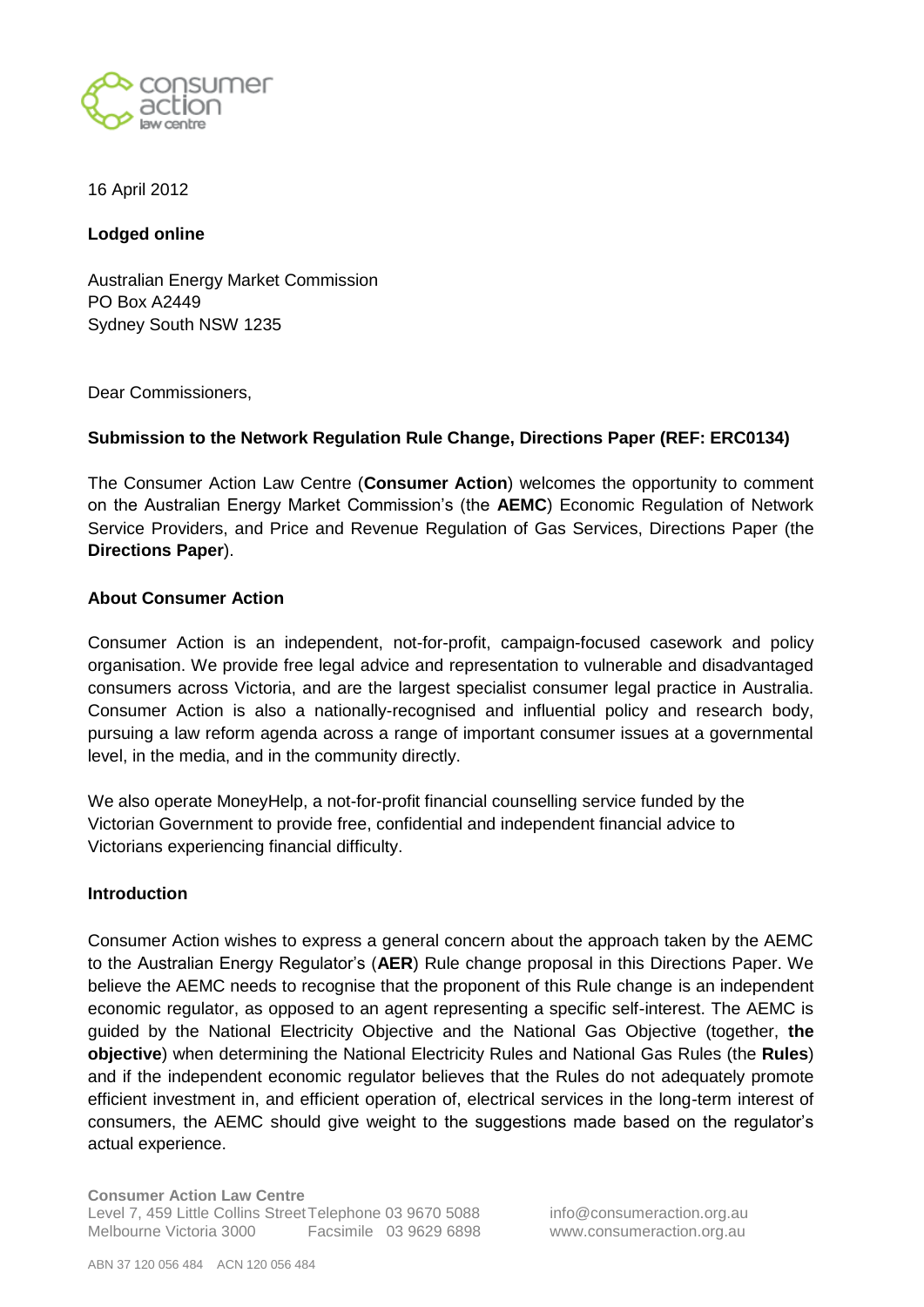16 April 2012

**Lodged online**

Australian Energy Market Commission
PO Box A2449
Sydney South NSW 1235

Dear Commissioners,

**Submission to the Network Regulation Rule Change, Directions Paper (REF: ERC0134)**

The Consumer Action Law Centre (**Consumer Action**) welcomes the opportunity to comment on the Australian Energy Market Commission's (the **AEMC**) Economic Regulation of Network Service Providers, and Price and Revenue Regulation of Gas Services, Directions Paper (the **Directions Paper**).

**About Consumer Action**

Consumer Action is an independent, not-for-profit, campaign-focused casework and policy organisation. We provide free legal advice and representation to vulnerable and disadvantaged consumers across Victoria, and are the largest specialist consumer legal practice in Australia. Consumer Action is also a nationally-recognised and influential policy and research body, pursuing a law reform agenda across a range of important consumer issues at a governmental level, in the media, and in the community directly.

We also operate MoneyHelp, a not-for-profit financial counselling service funded by the Victorian Government to provide free, confidential and independent financial advice to Victorians experiencing financial difficulty.

**Introduction**

Consumer Action wishes to express a general concern about the approach taken by the AEMC to the Australian Energy Regulator's (**AER**) Rule change proposal in this Directions Paper. We believe the AEMC needs to recognise that the proponent of this Rule change is an independent economic regulator, as opposed to an agent representing a specific self-interest. The AEMC is guided by the National Electricity Objective and the National Gas Objective (together, **the objective**) when determining the National Electricity Rules and National Gas Rules (the **Rules**) and if the independent economic regulator believes that the Rules do not adequately promote efficient investment in, and efficient operation of, electrical services in the long-term interest of consumers, the AEMC should give weight to the suggestions made based on the regulator's actual experience.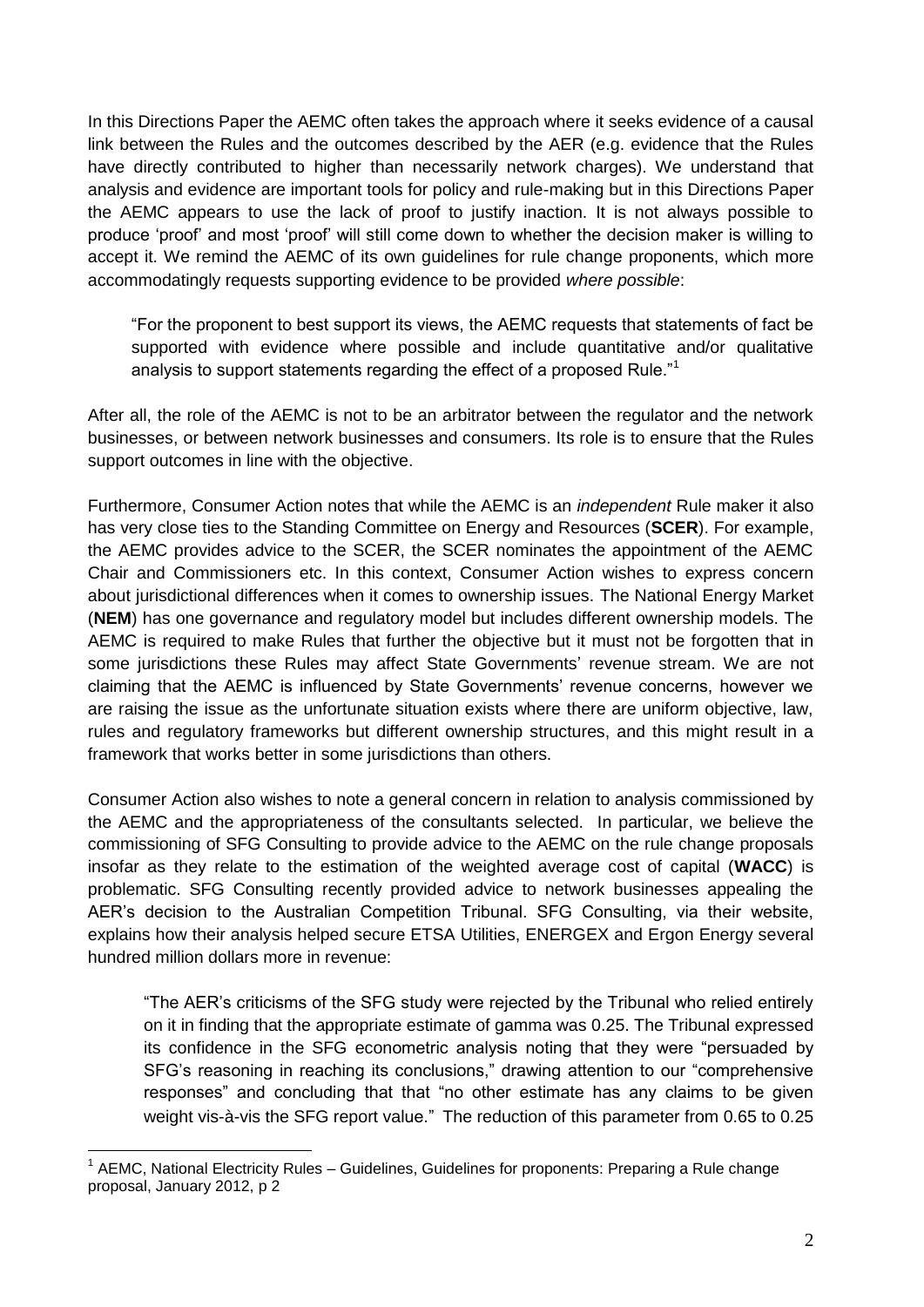In this Directions Paper the AEMC often takes the approach where it seeks evidence of a causal link between the Rules and the outcomes described by the AER (e.g. evidence that the Rules have directly contributed to higher than necessarily network charges). We understand that analysis and evidence are important tools for policy and rule-making but in this Directions Paper the AEMC appears to use the lack of proof to justify inaction. It is not always possible to produce 'proof' and most 'proof' will still come down to whether the decision maker is willing to accept it. We remind the AEMC of its own guidelines for rule change proponents, which more accommodatingly requests supporting evidence to be provided *where possible*:

> "For the proponent to best support its views, the AEMC requests that statements of fact be supported with evidence where possible and include quantitative and/or qualitative analysis to support statements regarding the effect of a proposed Rule."[1]

After all, the role of the AEMC is not to be an arbitrator between the regulator and the network businesses, or between network businesses and consumers. Its role is to ensure that the Rules support outcomes in line with the objective.

Furthermore, Consumer Action notes that while the AEMC is an *independent* Rule maker it also has very close ties to the Standing Committee on Energy and Resources (**SCER**). For example, the AEMC provides advice to the SCER, the SCER nominates the appointment of the AEMC Chair and Commissioners etc. In this context, Consumer Action wishes to express concern about jurisdictional differences when it comes to ownership issues. The National Energy Market (**NEM**) has one governance and regulatory model but includes different ownership models. The AEMC is required to make Rules that further the objective but it must not be forgotten that in some jurisdictions these Rules may affect State Governments' revenue stream. We are not claiming that the AEMC is influenced by State Governments' revenue concerns, however we are raising the issue as the unfortunate situation exists where there are uniform objective, law, rules and regulatory frameworks but different ownership structures, and this might result in a framework that works better in some jurisdictions than others.

Consumer Action also wishes to note a general concern in relation to analysis commissioned by the AEMC and the appropriateness of the consultants selected. In particular, we believe the commissioning of SFG Consulting to provide advice to the AEMC on the rule change proposals insofar as they relate to the estimation of the weighted average cost of capital (**WACC**) is problematic. SFG Consulting recently provided advice to network businesses appealing the AER's decision to the Australian Competition Tribunal. SFG Consulting, via their website, explains how their analysis helped secure ETSA Utilities, ENERGEX and Ergon Energy several hundred million dollars more in revenue:

> "The AER's criticisms of the SFG study were rejected by the Tribunal who relied entirely on it in finding that the appropriate estimate of gamma was 0.25. The Tribunal expressed its confidence in the SFG econometric analysis noting that they were "persuaded by SFG's reasoning in reaching its conclusions," drawing attention to our "comprehensive responses" and concluding that that "no other estimate has any claims to be given weight vis-à-vis the SFG report value." The reduction of this parameter from 0.65 to 0.25

[1] AEMC, National Electricity Rules – Guidelines, Guidelines for proponents: Preparing a Rule change proposal, January 2012, p 2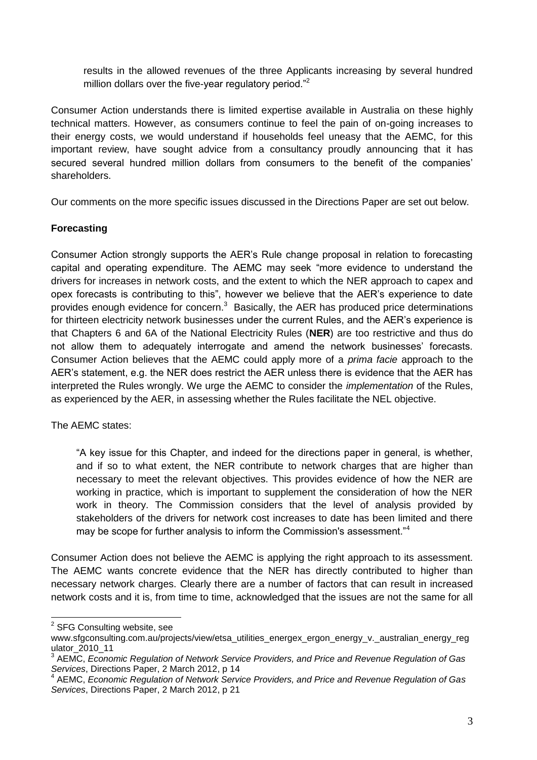results in the allowed revenues of the three Applicants increasing by several hundred million dollars over the five-year regulatory period."[2]

Consumer Action understands there is limited expertise available in Australia on these highly technical matters. However, as consumers continue to feel the pain of on-going increases to their energy costs, we would understand if households feel uneasy that the AEMC, for this important review, have sought advice from a consultancy proudly announcing that it has secured several hundred million dollars from consumers to the benefit of the companies' shareholders.

Our comments on the more specific issues discussed in the Directions Paper are set out below.

**Forecasting**

Consumer Action strongly supports the AER's Rule change proposal in relation to forecasting capital and operating expenditure. The AEMC may seek "more evidence to understand the drivers for increases in network costs, and the extent to which the NER approach to capex and opex forecasts is contributing to this", however we believe that the AER's experience to date provides enough evidence for concern.[3] Basically, the AER has produced price determinations for thirteen electricity network businesses under the current Rules, and the AER's experience is that Chapters 6 and 6A of the National Electricity Rules (**NER**) are too restrictive and thus do not allow them to adequately interrogate and amend the network businesses' forecasts. Consumer Action believes that the AEMC could apply more of a *prima facie* approach to the AER's statement, e.g. the NER does restrict the AER unless there is evidence that the AER has interpreted the Rules wrongly. We urge the AEMC to consider the *implementation* of the Rules, as experienced by the AER, in assessing whether the Rules facilitate the NEL objective.

The AEMC states:

> "A key issue for this Chapter, and indeed for the directions paper in general, is whether, and if so to what extent, the NER contribute to network charges that are higher than necessary to meet the relevant objectives. This provides evidence of how the NER are working in practice, which is important to supplement the consideration of how the NER work in theory. The Commission considers that the level of analysis provided by stakeholders of the drivers for network cost increases to date has been limited and there may be scope for further analysis to inform the Commission's assessment."[4]

Consumer Action does not believe the AEMC is applying the right approach to its assessment. The AEMC wants concrete evidence that the NER has directly contributed to higher than necessary network charges. Clearly there are a number of factors that can result in increased network costs and it is, from time to time, acknowledged that the issues are not the same for all

---

[2] SFG Consulting website, see www.sfgconsulting.com.au/projects/view/etsa_utilities_energex_ergon_energy_v._australian_energy_regulator_2010_11

[3] AEMC, *Economic Regulation of Network Service Providers, and Price and Revenue Regulation of Gas Services*, Directions Paper, 2 March 2012, p 14

[4] AEMC, *Economic Regulation of Network Service Providers, and Price and Revenue Regulation of Gas Services*, Directions Paper, 2 March 2012, p 21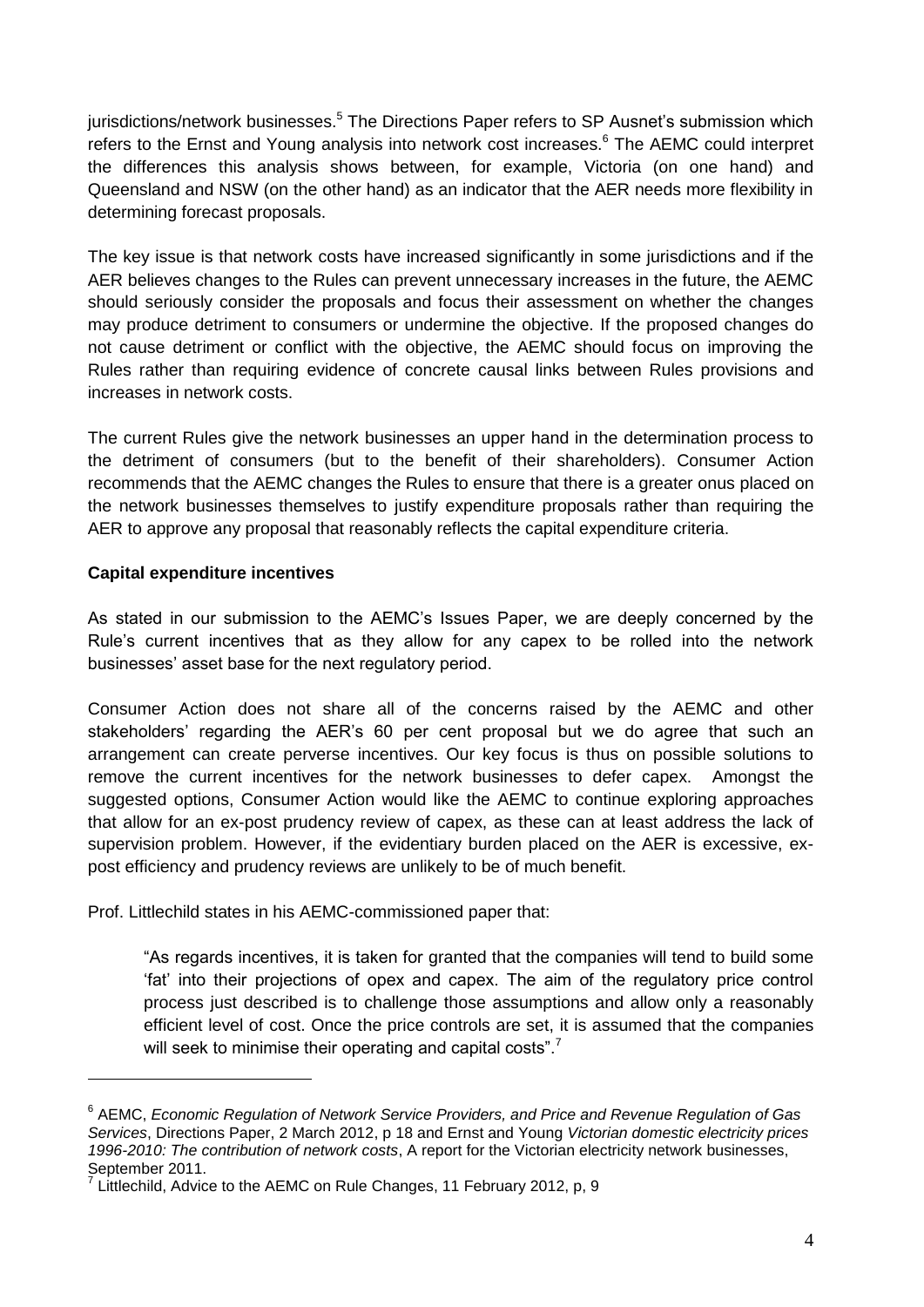jurisdictions/network businesses.[5] The Directions Paper refers to SP Ausnet's submission which refers to the Ernst and Young analysis into network cost increases.[6] The AEMC could interpret the differences this analysis shows between, for example, Victoria (on one hand) and Queensland and NSW (on the other hand) as an indicator that the AER needs more flexibility in determining forecast proposals.

The key issue is that network costs have increased significantly in some jurisdictions and if the AER believes changes to the Rules can prevent unnecessary increases in the future, the AEMC should seriously consider the proposals and focus their assessment on whether the changes may produce detriment to consumers or undermine the objective. If the proposed changes do not cause detriment or conflict with the objective, the AEMC should focus on improving the Rules rather than requiring evidence of concrete causal links between Rules provisions and increases in network costs.

The current Rules give the network businesses an upper hand in the determination process to the detriment of consumers (but to the benefit of their shareholders). Consumer Action recommends that the AEMC changes the Rules to ensure that there is a greater onus placed on the network businesses themselves to justify expenditure proposals rather than requiring the AER to approve any proposal that reasonably reflects the capital expenditure criteria.

**Capital expenditure incentives**

As stated in our submission to the AEMC's Issues Paper, we are deeply concerned by the Rule's current incentives that as they allow for any capex to be rolled into the network businesses' asset base for the next regulatory period.

Consumer Action does not share all of the concerns raised by the AEMC and other stakeholders' regarding the AER's 60 per cent proposal but we do agree that such an arrangement can create perverse incentives. Our key focus is thus on possible solutions to remove the current incentives for the network businesses to defer capex. Amongst the suggested options, Consumer Action would like the AEMC to continue exploring approaches that allow for an ex-post prudency review of capex, as these can at least address the lack of supervision problem. However, if the evidentiary burden placed on the AER is excessive, ex-post efficiency and prudency reviews are unlikely to be of much benefit.

Prof. Littlechild states in his AEMC-commissioned paper that:

> "As regards incentives, it is taken for granted that the companies will tend to build some 'fat' into their projections of opex and capex. The aim of the regulatory price control process just described is to challenge those assumptions and allow only a reasonably efficient level of cost. Once the price controls are set, it is assumed that the companies will seek to minimise their operating and capital costs".[7]

---

[6] AEMC, *Economic Regulation of Network Service Providers, and Price and Revenue Regulation of Gas Services*, Directions Paper, 2 March 2012, p 18 and Ernst and Young *Victorian domestic electricity prices 1996-2010: The contribution of network costs*, A report for the Victorian electricity network businesses, September 2011.

[7] Littlechild, Advice to the AEMC on Rule Changes, 11 February 2012, p, 9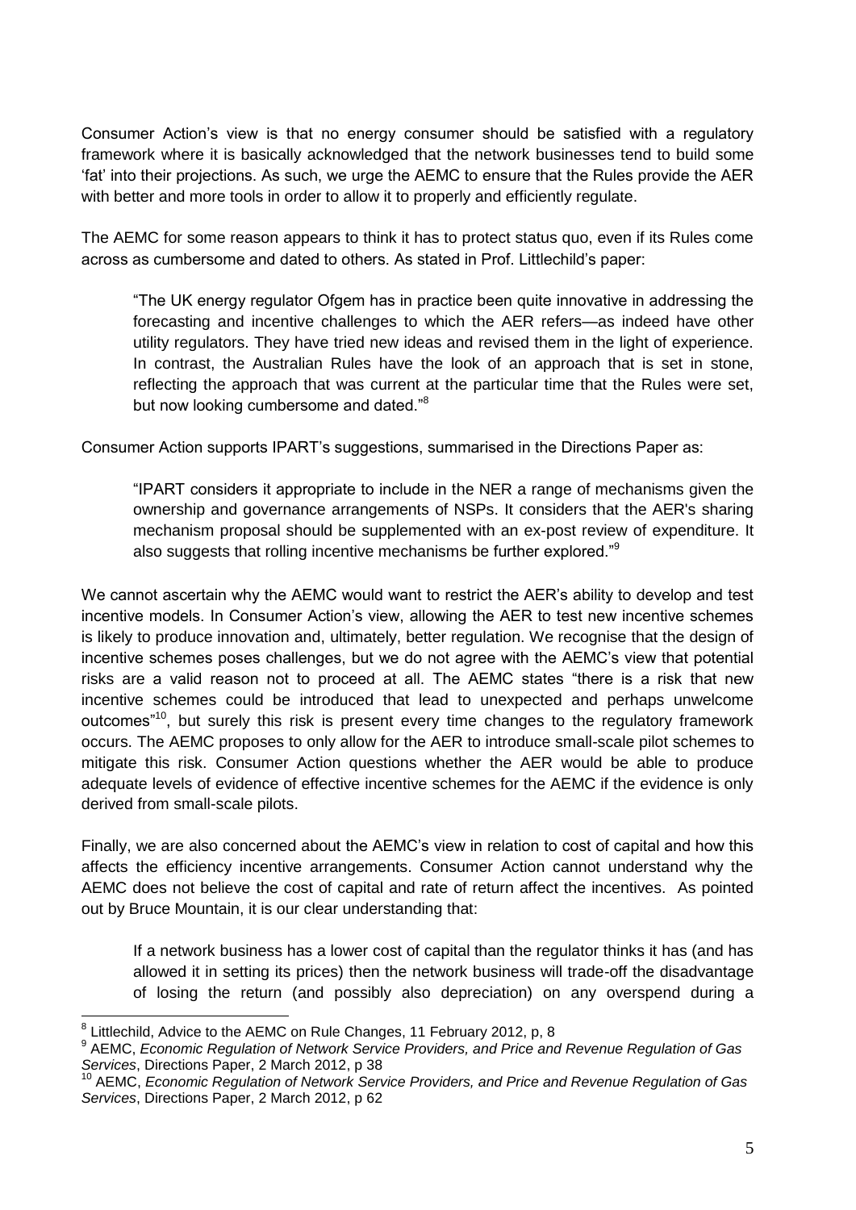Consumer Action's view is that no energy consumer should be satisfied with a regulatory framework where it is basically acknowledged that the network businesses tend to build some 'fat' into their projections. As such, we urge the AEMC to ensure that the Rules provide the AER with better and more tools in order to allow it to properly and efficiently regulate.

The AEMC for some reason appears to think it has to protect status quo, even if its Rules come across as cumbersome and dated to others. As stated in Prof. Littlechild's paper:

> "The UK energy regulator Ofgem has in practice been quite innovative in addressing the forecasting and incentive challenges to which the AER refers—as indeed have other utility regulators. They have tried new ideas and revised them in the light of experience. In contrast, the Australian Rules have the look of an approach that is set in stone, reflecting the approach that was current at the particular time that the Rules were set, but now looking cumbersome and dated."[8]

Consumer Action supports IPART's suggestions, summarised in the Directions Paper as:

> "IPART considers it appropriate to include in the NER a range of mechanisms given the ownership and governance arrangements of NSPs. It considers that the AER's sharing mechanism proposal should be supplemented with an ex-post review of expenditure. It also suggests that rolling incentive mechanisms be further explored."[9]

We cannot ascertain why the AEMC would want to restrict the AER's ability to develop and test incentive models. In Consumer Action's view, allowing the AER to test new incentive schemes is likely to produce innovation and, ultimately, better regulation. We recognise that the design of incentive schemes poses challenges, but we do not agree with the AEMC's view that potential risks are a valid reason not to proceed at all. The AEMC states "there is a risk that new incentive schemes could be introduced that lead to unexpected and perhaps unwelcome outcomes"[10], but surely this risk is present every time changes to the regulatory framework occurs. The AEMC proposes to only allow for the AER to introduce small-scale pilot schemes to mitigate this risk. Consumer Action questions whether the AER would be able to produce adequate levels of evidence of effective incentive schemes for the AEMC if the evidence is only derived from small-scale pilots.

Finally, we are also concerned about the AEMC's view in relation to cost of capital and how this affects the efficiency incentive arrangements. Consumer Action cannot understand why the AEMC does not believe the cost of capital and rate of return affect the incentives. As pointed out by Bruce Mountain, it is our clear understanding that:

> If a network business has a lower cost of capital than the regulator thinks it has (and has allowed it in setting its prices) then the network business will trade-off the disadvantage of losing the return (and possibly also depreciation) on any overspend during a

---

[8] Littlechild, Advice to the AEMC on Rule Changes, 11 February 2012, p, 8

[9] AEMC, *Economic Regulation of Network Service Providers, and Price and Revenue Regulation of Gas Services*, Directions Paper, 2 March 2012, p 38

[10] AEMC, *Economic Regulation of Network Service Providers, and Price and Revenue Regulation of Gas Services*, Directions Paper, 2 March 2012, p 62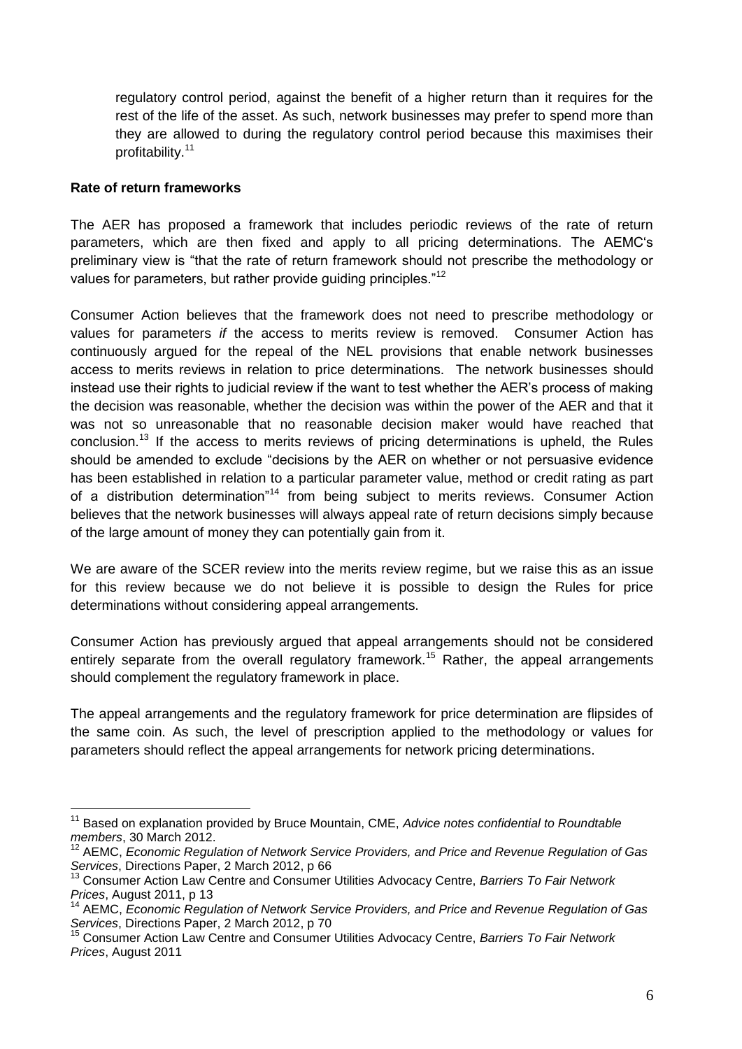regulatory control period, against the benefit of a higher return than it requires for the rest of the life of the asset. As such, network businesses may prefer to spend more than they are allowed to during the regulatory control period because this maximises their profitability.[11]

**Rate of return frameworks**

The AER has proposed a framework that includes periodic reviews of the rate of return parameters, which are then fixed and apply to all pricing determinations. The AEMC's preliminary view is "that the rate of return framework should not prescribe the methodology or values for parameters, but rather provide guiding principles."[12]

Consumer Action believes that the framework does not need to prescribe methodology or values for parameters *if* the access to merits review is removed. Consumer Action has continuously argued for the repeal of the NEL provisions that enable network businesses access to merits reviews in relation to price determinations. The network businesses should instead use their rights to judicial review if the want to test whether the AER's process of making the decision was reasonable, whether the decision was within the power of the AER and that it was not so unreasonable that no reasonable decision maker would have reached that conclusion.[13] If the access to merits reviews of pricing determinations is upheld, the Rules should be amended to exclude "decisions by the AER on whether or not persuasive evidence has been established in relation to a particular parameter value, method or credit rating as part of a distribution determination"[14] from being subject to merits reviews. Consumer Action believes that the network businesses will always appeal rate of return decisions simply because of the large amount of money they can potentially gain from it.

We are aware of the SCER review into the merits review regime, but we raise this as an issue for this review because we do not believe it is possible to design the Rules for price determinations without considering appeal arrangements.

Consumer Action has previously argued that appeal arrangements should not be considered entirely separate from the overall regulatory framework.[15] Rather, the appeal arrangements should complement the regulatory framework in place.

The appeal arrangements and the regulatory framework for price determination are flipsides of the same coin. As such, the level of prescription applied to the methodology or values for parameters should reflect the appeal arrangements for network pricing determinations.

---

[11] Based on explanation provided by Bruce Mountain, CME, *Advice notes confidential to Roundtable members*, 30 March 2012.

[12] AEMC, *Economic Regulation of Network Service Providers, and Price and Revenue Regulation of Gas Services*, Directions Paper, 2 March 2012, p 66

[13] Consumer Action Law Centre and Consumer Utilities Advocacy Centre, *Barriers To Fair Network Prices*, August 2011, p 13

[14] AEMC, *Economic Regulation of Network Service Providers, and Price and Revenue Regulation of Gas Services*, Directions Paper, 2 March 2012, p 70

[15] Consumer Action Law Centre and Consumer Utilities Advocacy Centre, *Barriers To Fair Network Prices*, August 2011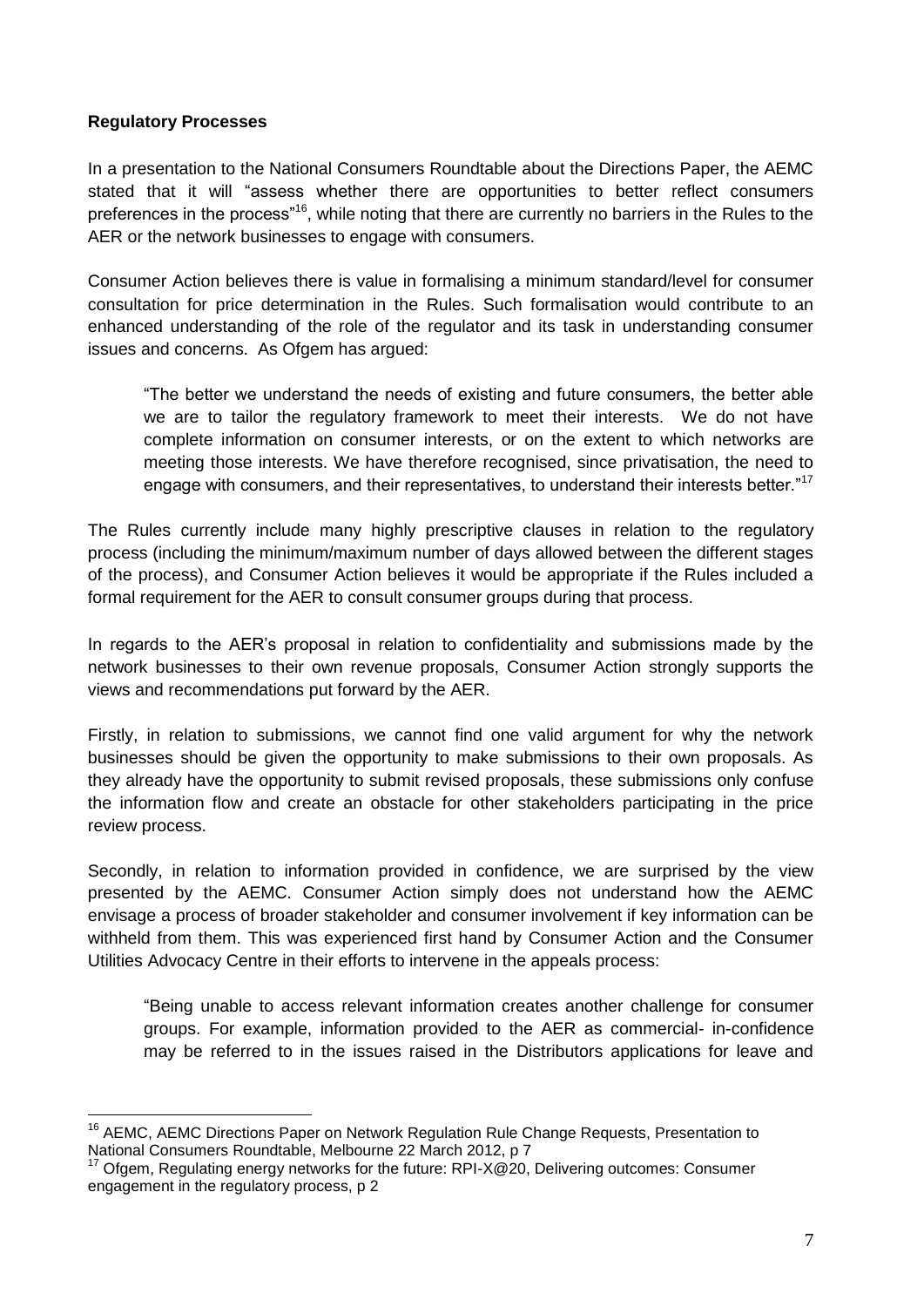**Regulatory Processes**

In a presentation to the National Consumers Roundtable about the Directions Paper, the AEMC stated that it will "assess whether there are opportunities to better reflect consumers preferences in the process"[16], while noting that there are currently no barriers in the Rules to the AER or the network businesses to engage with consumers.

Consumer Action believes there is value in formalising a minimum standard/level for consumer consultation for price determination in the Rules. Such formalisation would contribute to an enhanced understanding of the role of the regulator and its task in understanding consumer issues and concerns. As Ofgem has argued:

> "The better we understand the needs of existing and future consumers, the better able we are to tailor the regulatory framework to meet their interests. We do not have complete information on consumer interests, or on the extent to which networks are meeting those interests. We have therefore recognised, since privatisation, the need to engage with consumers, and their representatives, to understand their interests better."[17]

The Rules currently include many highly prescriptive clauses in relation to the regulatory process (including the minimum/maximum number of days allowed between the different stages of the process), and Consumer Action believes it would be appropriate if the Rules included a formal requirement for the AER to consult consumer groups during that process.

In regards to the AER's proposal in relation to confidentiality and submissions made by the network businesses to their own revenue proposals, Consumer Action strongly supports the views and recommendations put forward by the AER.

Firstly, in relation to submissions, we cannot find one valid argument for why the network businesses should be given the opportunity to make submissions to their own proposals. As they already have the opportunity to submit revised proposals, these submissions only confuse the information flow and create an obstacle for other stakeholders participating in the price review process.

Secondly, in relation to information provided in confidence, we are surprised by the view presented by the AEMC. Consumer Action simply does not understand how the AEMC envisage a process of broader stakeholder and consumer involvement if key information can be withheld from them. This was experienced first hand by Consumer Action and the Consumer Utilities Advocacy Centre in their efforts to intervene in the appeals process:

> "Being unable to access relevant information creates another challenge for consumer groups. For example, information provided to the AER as commercial- in-confidence may be referred to in the issues raised in the Distributors applications for leave and

---

[16] AEMC, AEMC Directions Paper on Network Regulation Rule Change Requests, Presentation to National Consumers Roundtable, Melbourne 22 March 2012, p 7

[17] Ofgem, Regulating energy networks for the future: RPI-X@20, Delivering outcomes: Consumer engagement in the regulatory process, p 2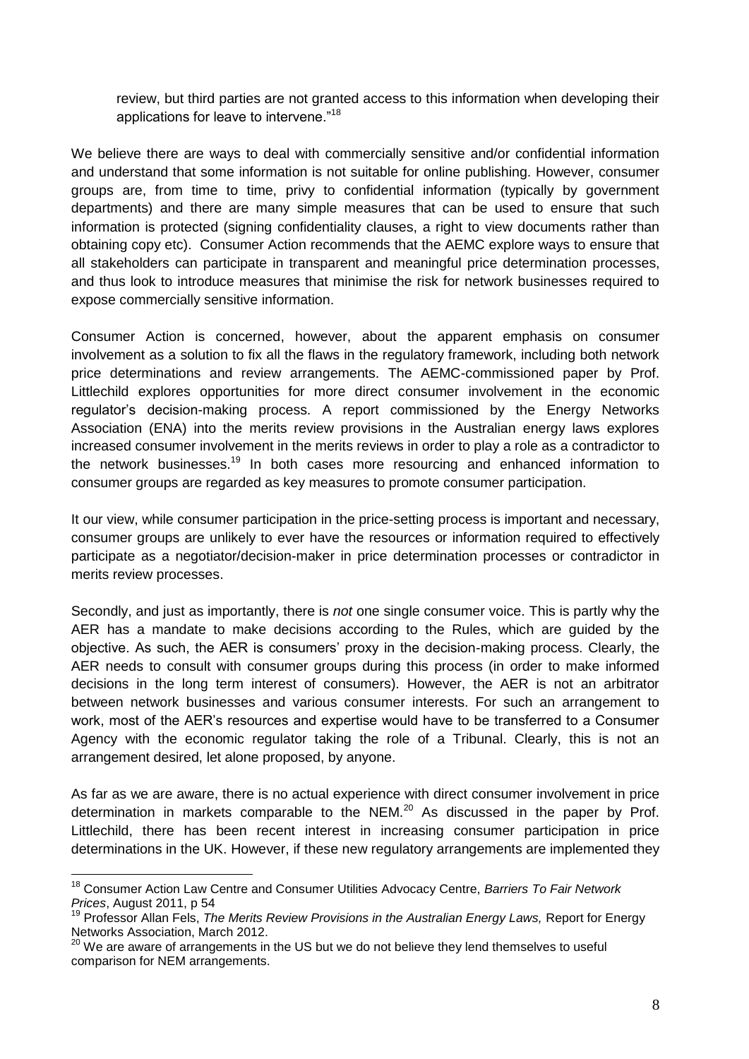review, but third parties are not granted access to this information when developing their applications for leave to intervene."[18]

We believe there are ways to deal with commercially sensitive and/or confidential information and understand that some information is not suitable for online publishing. However, consumer groups are, from time to time, privy to confidential information (typically by government departments) and there are many simple measures that can be used to ensure that such information is protected (signing confidentiality clauses, a right to view documents rather than obtaining copy etc). Consumer Action recommends that the AEMC explore ways to ensure that all stakeholders can participate in transparent and meaningful price determination processes, and thus look to introduce measures that minimise the risk for network businesses required to expose commercially sensitive information.

Consumer Action is concerned, however, about the apparent emphasis on consumer involvement as a solution to fix all the flaws in the regulatory framework, including both network price determinations and review arrangements. The AEMC-commissioned paper by Prof. Littlechild explores opportunities for more direct consumer involvement in the economic regulator's decision-making process. A report commissioned by the Energy Networks Association (ENA) into the merits review provisions in the Australian energy laws explores increased consumer involvement in the merits reviews in order to play a role as a contradictor to the network businesses.[19] In both cases more resourcing and enhanced information to consumer groups are regarded as key measures to promote consumer participation.

It our view, while consumer participation in the price-setting process is important and necessary, consumer groups are unlikely to ever have the resources or information required to effectively participate as a negotiator/decision-maker in price determination processes or contradictor in merits review processes.

Secondly, and just as importantly, there is *not* one single consumer voice. This is partly why the AER has a mandate to make decisions according to the Rules, which are guided by the objective. As such, the AER is consumers' proxy in the decision-making process. Clearly, the AER needs to consult with consumer groups during this process (in order to make informed decisions in the long term interest of consumers). However, the AER is not an arbitrator between network businesses and various consumer interests. For such an arrangement to work, most of the AER's resources and expertise would have to be transferred to a Consumer Agency with the economic regulator taking the role of a Tribunal. Clearly, this is not an arrangement desired, let alone proposed, by anyone.

As far as we are aware, there is no actual experience with direct consumer involvement in price determination in markets comparable to the NEM.[20] As discussed in the paper by Prof. Littlechild, there has been recent interest in increasing consumer participation in price determinations in the UK. However, if these new regulatory arrangements are implemented they

---

[18] Consumer Action Law Centre and Consumer Utilities Advocacy Centre, *Barriers To Fair Network Prices*, August 2011, p 54

[19] Professor Allan Fels, *The Merits Review Provisions in the Australian Energy Laws,* Report for Energy Networks Association, March 2012.

[20] We are aware of arrangements in the US but we do not believe they lend themselves to useful comparison for NEM arrangements.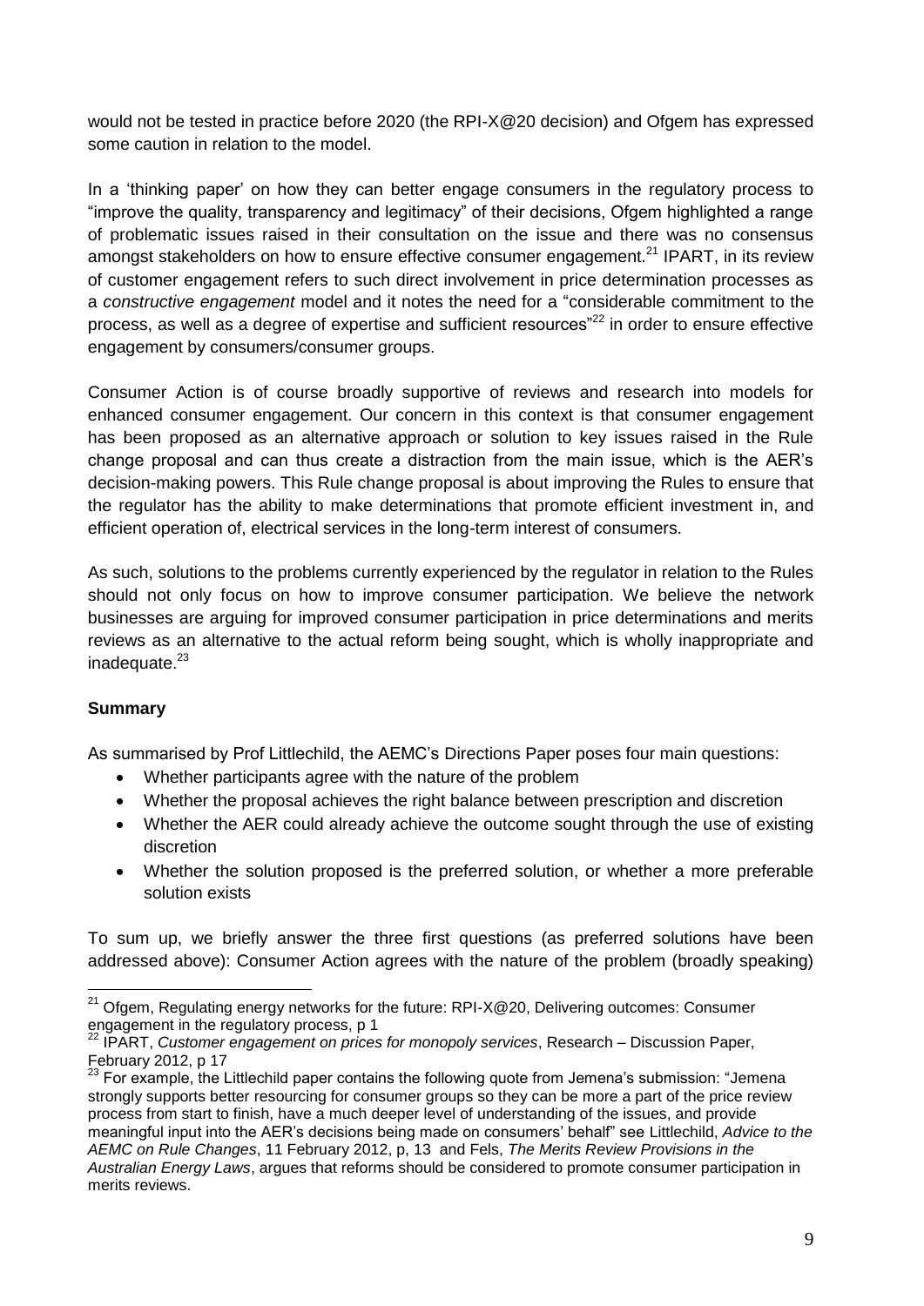would not be tested in practice before 2020 (the RPI-X@20 decision) and Ofgem has expressed some caution in relation to the model.

In a 'thinking paper' on how they can better engage consumers in the regulatory process to "improve the quality, transparency and legitimacy" of their decisions, Ofgem highlighted a range of problematic issues raised in their consultation on the issue and there was no consensus amongst stakeholders on how to ensure effective consumer engagement.[21] IPART, in its review of customer engagement refers to such direct involvement in price determination processes as a *constructive engagement* model and it notes the need for a "considerable commitment to the process, as well as a degree of expertise and sufficient resources"[22] in order to ensure effective engagement by consumers/consumer groups.

Consumer Action is of course broadly supportive of reviews and research into models for enhanced consumer engagement. Our concern in this context is that consumer engagement has been proposed as an alternative approach or solution to key issues raised in the Rule change proposal and can thus create a distraction from the main issue, which is the AER's decision-making powers. This Rule change proposal is about improving the Rules to ensure that the regulator has the ability to make determinations that promote efficient investment in, and efficient operation of, electrical services in the long-term interest of consumers.

As such, solutions to the problems currently experienced by the regulator in relation to the Rules should not only focus on how to improve consumer participation. We believe the network businesses are arguing for improved consumer participation in price determinations and merits reviews as an alternative to the actual reform being sought, which is wholly inappropriate and inadequate.[23]

**Summary**

As summarised by Prof Littlechild, the AEMC's Directions Paper poses four main questions:

- Whether participants agree with the nature of the problem
- Whether the proposal achieves the right balance between prescription and discretion
- Whether the AER could already achieve the outcome sought through the use of existing discretion
- Whether the solution proposed is the preferred solution, or whether a more preferable solution exists

To sum up, we briefly answer the three first questions (as preferred solutions have been addressed above): Consumer Action agrees with the nature of the problem (broadly speaking)

---

[21] Ofgem, Regulating energy networks for the future: RPI-X@20, Delivering outcomes: Consumer engagement in the regulatory process, p 1

[22] IPART, *Customer engagement on prices for monopoly services*, Research – Discussion Paper, February 2012, p 17

[23] For example, the Littlechild paper contains the following quote from Jemena's submission: "Jemena strongly supports better resourcing for consumer groups so they can be more a part of the price review process from start to finish, have a much deeper level of understanding of the issues, and provide meaningful input into the AER's decisions being made on consumers' behalf" see Littlechild, *Advice to the AEMC on Rule Changes*, 11 February 2012, p, 13 and Fels, *The Merits Review Provisions in the Australian Energy Laws*, argues that reforms should be considered to promote consumer participation in merits reviews.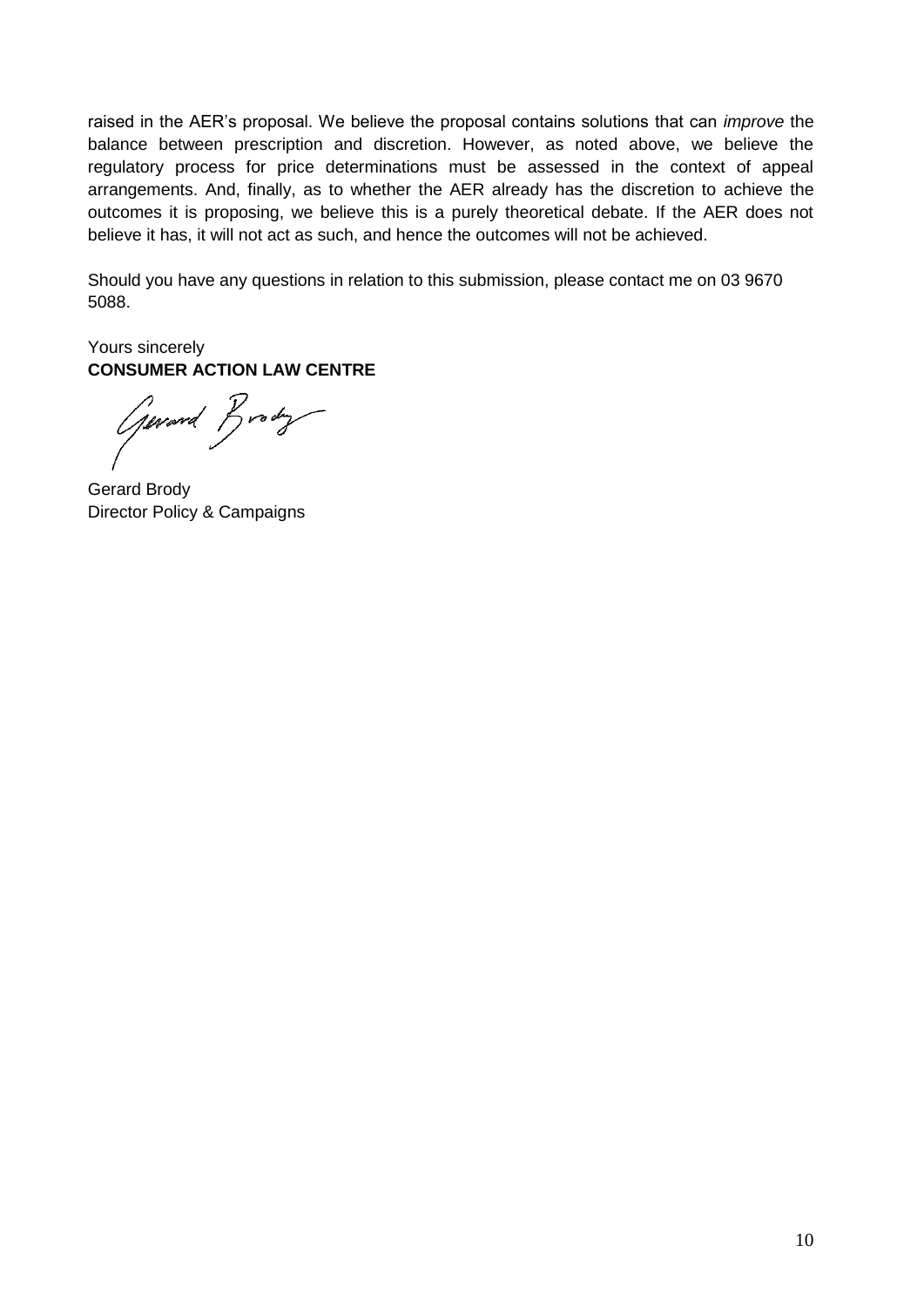raised in the AER’s proposal. We believe the proposal contains solutions that can *improve* the balance between prescription and discretion. However, as noted above, we believe the regulatory process for price determinations must be assessed in the context of appeal arrangements. And, finally, as to whether the AER already has the discretion to achieve the outcomes it is proposing, we believe this is a purely theoretical debate. If the AER does not believe it has, it will not act as such, and hence the outcomes will not be achieved.

Should you have any questions in relation to this submission, please contact me on 03 9670 5088.

Yours sincerely
**CONSUMER ACTION LAW CENTRE**

Gerard Brody
Director Policy & Campaigns